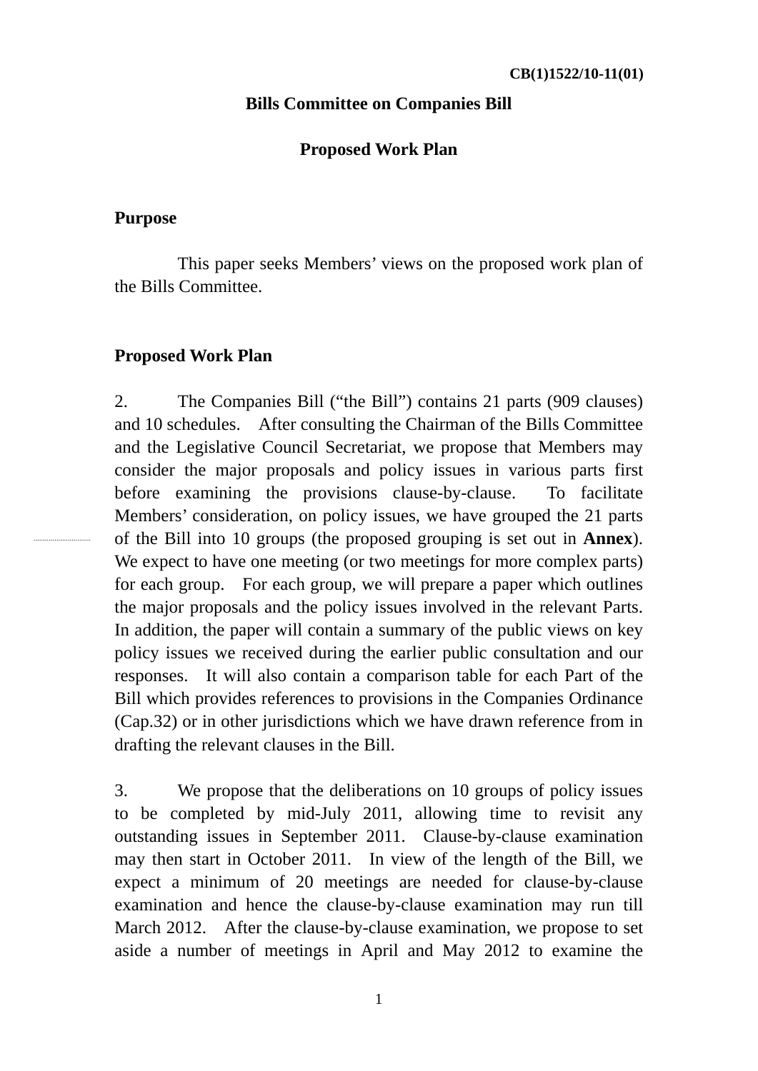CB(1)1522/10-11(01)

**Bills Committee on Companies Bill**

**Proposed Work Plan**

## Purpose

This paper seeks Members' views on the proposed work plan of the Bills Committee.

## Proposed Work Plan

2. The Companies Bill ("the Bill") contains 21 parts (909 clauses) and 10 schedules. After consulting the Chairman of the Bills Committee and the Legislative Council Secretariat, we propose that Members may consider the major proposals and policy issues in various parts first before examining the provisions clause-by-clause. To facilitate Members' consideration, on policy issues, we have grouped the 21 parts of the Bill into 10 groups (the proposed grouping is set out in **Annex**). We expect to have one meeting (or two meetings for more complex parts) for each group. For each group, we will prepare a paper which outlines the major proposals and the policy issues involved in the relevant Parts. In addition, the paper will contain a summary of the public views on key policy issues we received during the earlier public consultation and our responses. It will also contain a comparison table for each Part of the Bill which provides references to provisions in the Companies Ordinance (Cap.32) or in other jurisdictions which we have drawn reference from in drafting the relevant clauses in the Bill.

3. We propose that the deliberations on 10 groups of policy issues to be completed by mid-July 2011, allowing time to revisit any outstanding issues in September 2011. Clause-by-clause examination may then start in October 2011. In view of the length of the Bill, we expect a minimum of 20 meetings are needed for clause-by-clause examination and hence the clause-by-clause examination may run till March 2012. After the clause-by-clause examination, we propose to set aside a number of meetings in April and May 2012 to examine the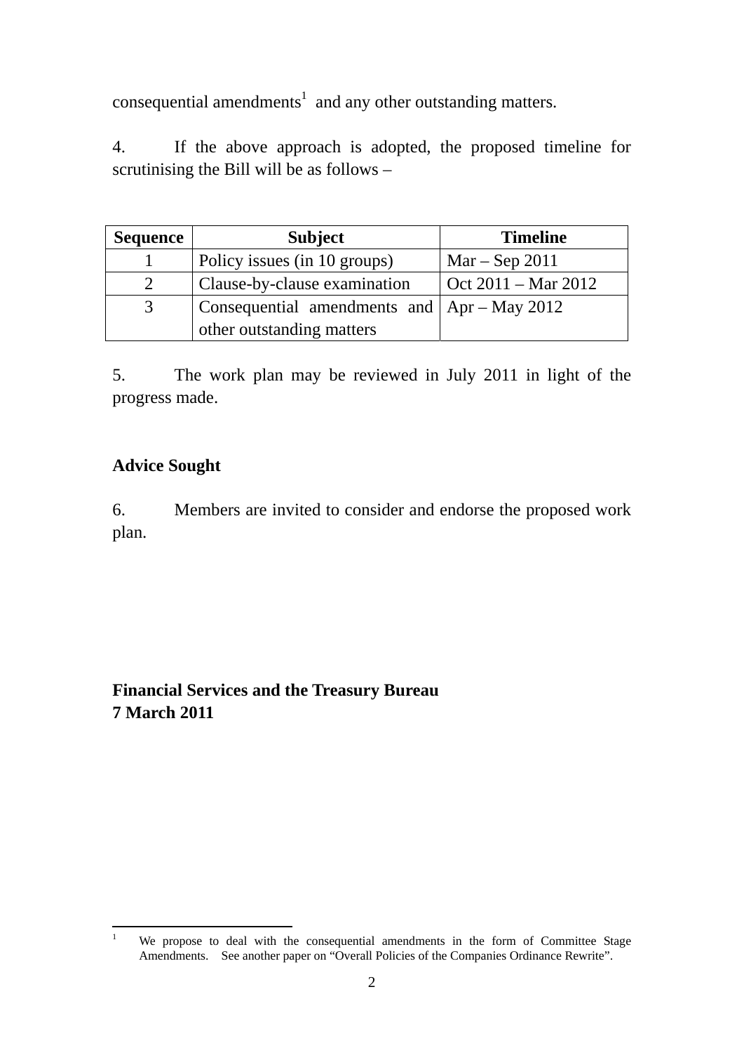consequential amendments[1] and any other outstanding matters.

4. If the above approach is adopted, the proposed timeline for scrutinising the Bill will be as follows –

| Sequence | Subject | Timeline |
| --- | --- | --- |
| 1 | Policy issues (in 10 groups) | Mar – Sep 2011 |
| 2 | Clause-by-clause examination | Oct 2011 – Mar 2012 |
| 3 | Consequential amendments and other outstanding matters | Apr – May 2012 |

5. The work plan may be reviewed in July 2011 in light of the progress made.

**Advice Sought**

6. Members are invited to consider and endorse the proposed work plan.

**Financial Services and the Treasury Bureau**
**7 March 2011**

---

[1] We propose to deal with the consequential amendments in the form of Committee Stage Amendments. See another paper on "Overall Policies of the Companies Ordinance Rewrite".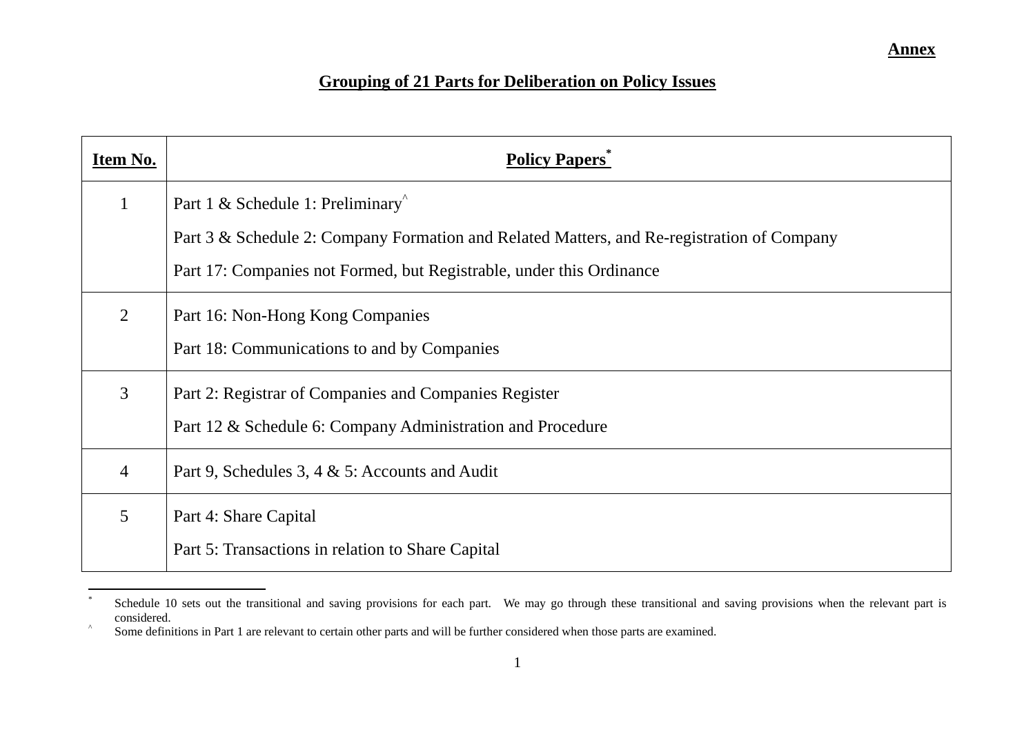**Annex**

## Grouping of 21 Parts for Deliberation on Policy Issues

| Item No. | Policy Papers* |
|---|---|
| 1 | Part 1 & Schedule 1: Preliminary^<br>Part 3 & Schedule 2: Company Formation and Related Matters, and Re-registration of Company<br>Part 17: Companies not Formed, but Registrable, under this Ordinance |
| 2 | Part 16: Non-Hong Kong Companies<br>Part 18: Communications to and by Companies |
| 3 | Part 2: Registrar of Companies and Companies Register<br>Part 12 & Schedule 6: Company Administration and Procedure |
| 4 | Part 9, Schedules 3, 4 & 5: Accounts and Audit |
| 5 | Part 4: Share Capital<br>Part 5: Transactions in relation to Share Capital |

\* Schedule 10 sets out the transitional and saving provisions for each part. We may go through these transitional and saving provisions when the relevant part is considered.

^ Some definitions in Part 1 are relevant to certain other parts and will be further considered when those parts are examined.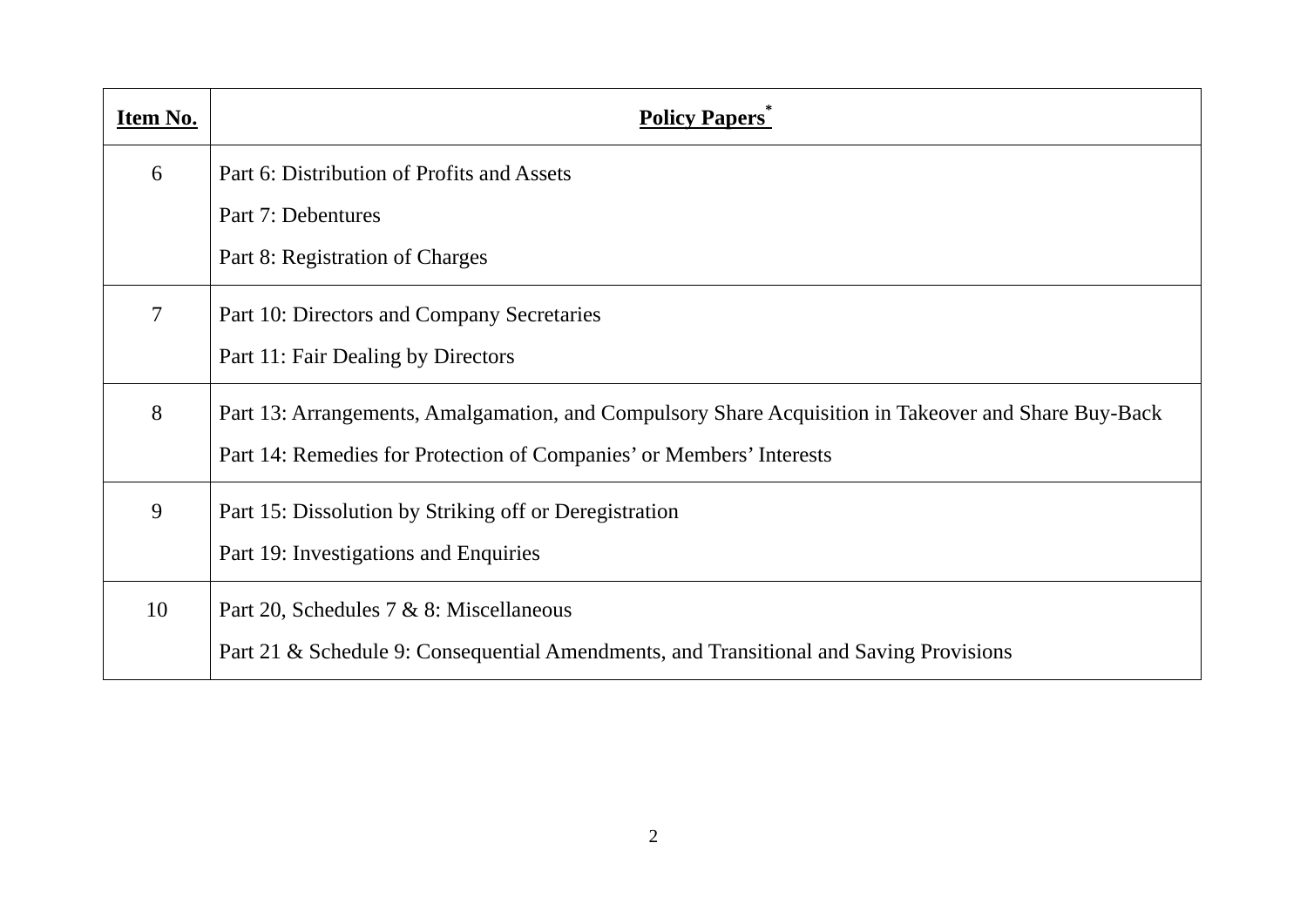| Item No. | Policy Papers* |
|---|---|
| 6 | Part 6: Distribution of Profits and Assets<br>Part 7: Debentures<br>Part 8: Registration of Charges |
| 7 | Part 10: Directors and Company Secretaries<br>Part 11: Fair Dealing by Directors |
| 8 | Part 13: Arrangements, Amalgamation, and Compulsory Share Acquisition in Takeover and Share Buy-Back<br>Part 14: Remedies for Protection of Companies' or Members' Interests |
| 9 | Part 15: Dissolution by Striking off or Deregistration<br>Part 19: Investigations and Enquiries |
| 10 | Part 20, Schedules 7 & 8: Miscellaneous<br>Part 21 & Schedule 9: Consequential Amendments, and Transitional and Saving Provisions |